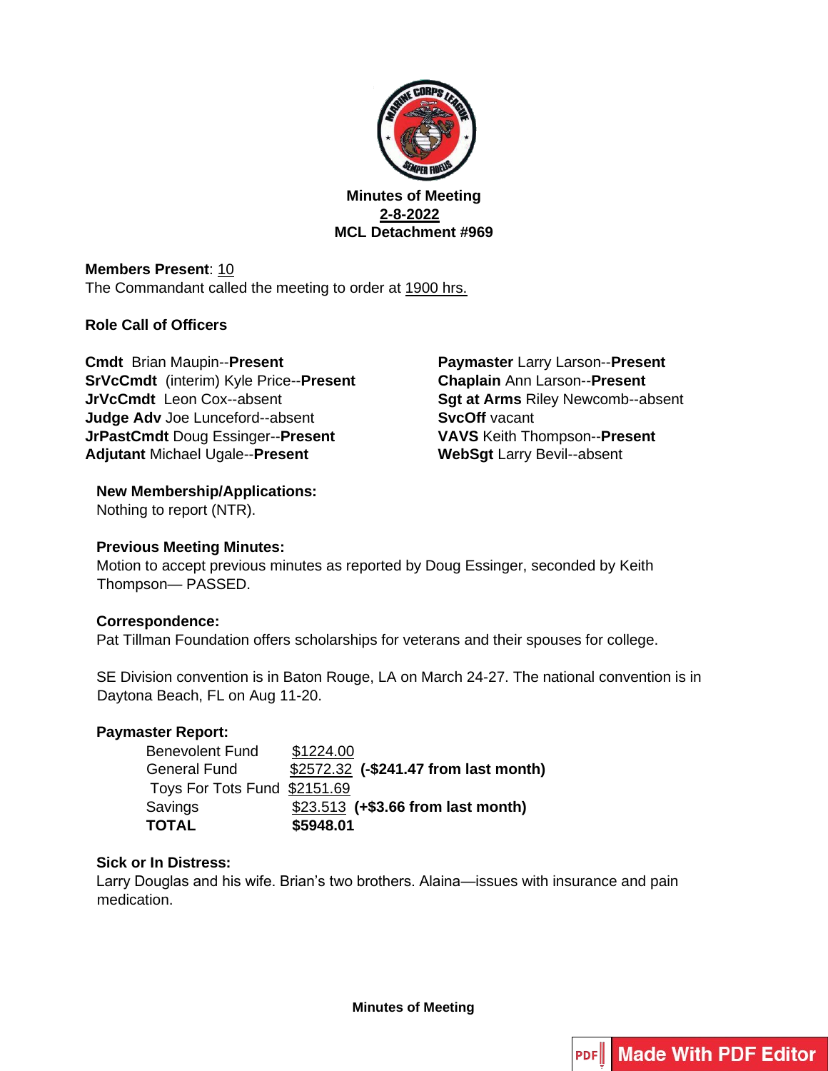**Minutes of Meeting**
**2-8-2022**
**MCL Detachment #969**

**Members Present**: 10
The Commandant called the meeting to order at 1900 hrs.

**Role Call of Officers**

**Cmdt** Brian Maupin--**Present**
**SrVcCmdt** (interim) Kyle Price--**Present**
**JrVcCmdt** Leon Cox--absent
**Judge Adv** Joe Lunceford--absent
**JrPastCmdt** Doug Essinger--**Present**
**Adjutant** Michael Ugale--**Present**
**Paymaster** Larry Larson--**Present**
**Chaplain** Ann Larson--**Present**
**Sgt at Arms** Riley Newcomb--absent
**SvcOff** vacant
**VAVS** Keith Thompson--**Present**
**WebSgt** Larry Bevil--absent

**New Membership/Applications:**
Nothing to report (NTR).

**Previous Meeting Minutes:**
Motion to accept previous minutes as reported by Doug Essinger, seconded by Keith Thompson— PASSED.

**Correspondence:**
Pat Tillman Foundation offers scholarships for veterans and their spouses for college.

SE Division convention is in Baton Rouge, LA on March 24-27. The national convention is in Daytona Beach, FL on Aug 11-20.

**Paymaster Report:**

| | | |
|---|---|---|
| Benevolent Fund | $1224.00 | |
| General Fund | $2572.32 | **(-$241.47 from last month)** |
| Toys For Tots Fund | $2151.69 | |
| Savings | $23.513 | **(+$3.66 from last month)** |
| **TOTAL** | **$5948.01** | |

**Sick or In Distress:**
Larry Douglas and his wife. Brian's two brothers. Alaina—issues with insurance and pain medication.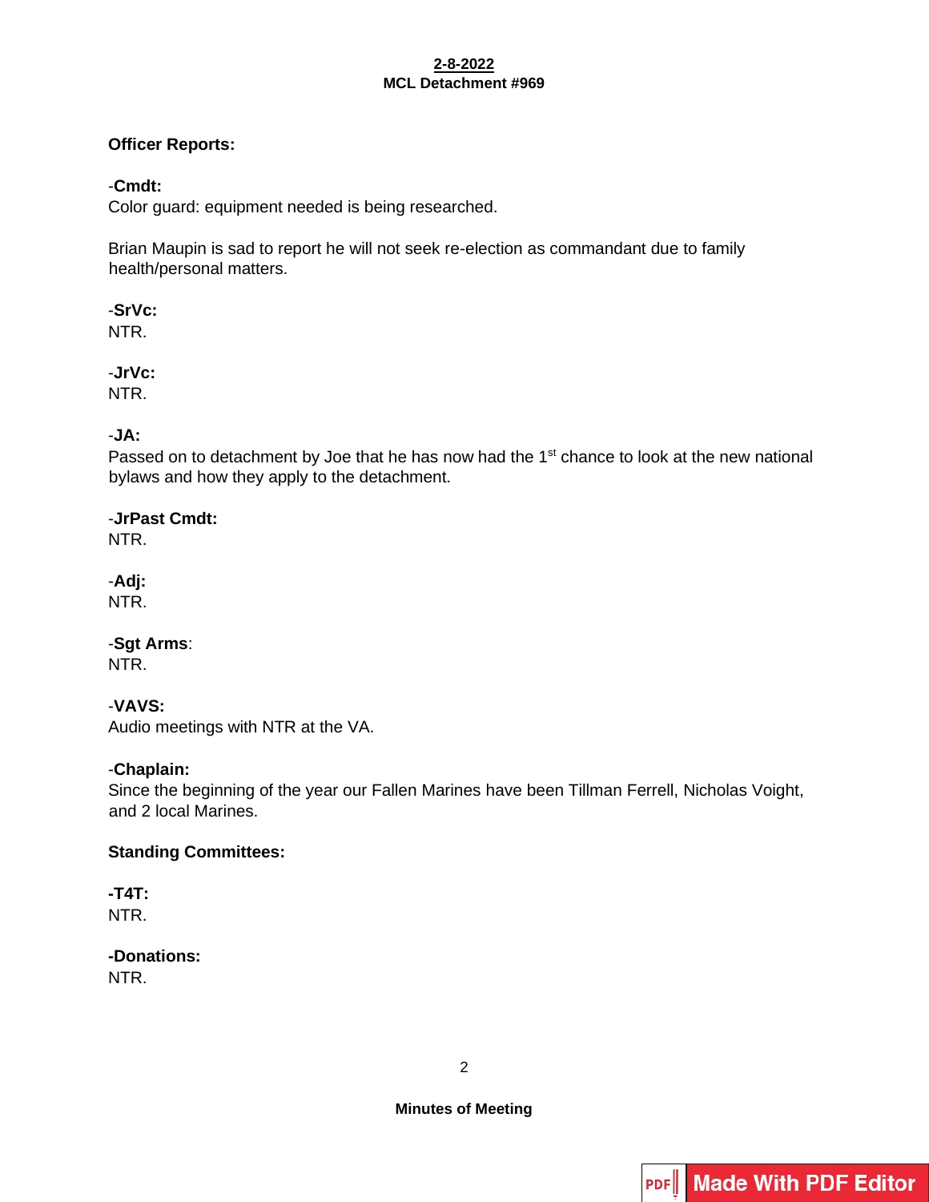## Officer Reports:

-**Cmdt:**
Color guard: equipment needed is being researched.

Brian Maupin is sad to report he will not seek re-election as commandant due to family health/personal matters.

-**SrVc:**
NTR.

-**JrVc:**
NTR.

-**JA:**
Passed on to detachment by Joe that he has now had the 1st chance to look at the new national bylaws and how they apply to the detachment.

-**JrPast Cmdt:**
NTR.

-**Adj:**
NTR.

-**Sgt Arms**:
NTR.

-**VAVS:**
Audio meetings with NTR at the VA.

-**Chaplain:**
Since the beginning of the year our Fallen Marines have been Tillman Ferrell, Nicholas Voight, and 2 local Marines.

## Standing Committees:

**-T4T:**
NTR.

**-Donations:**
NTR.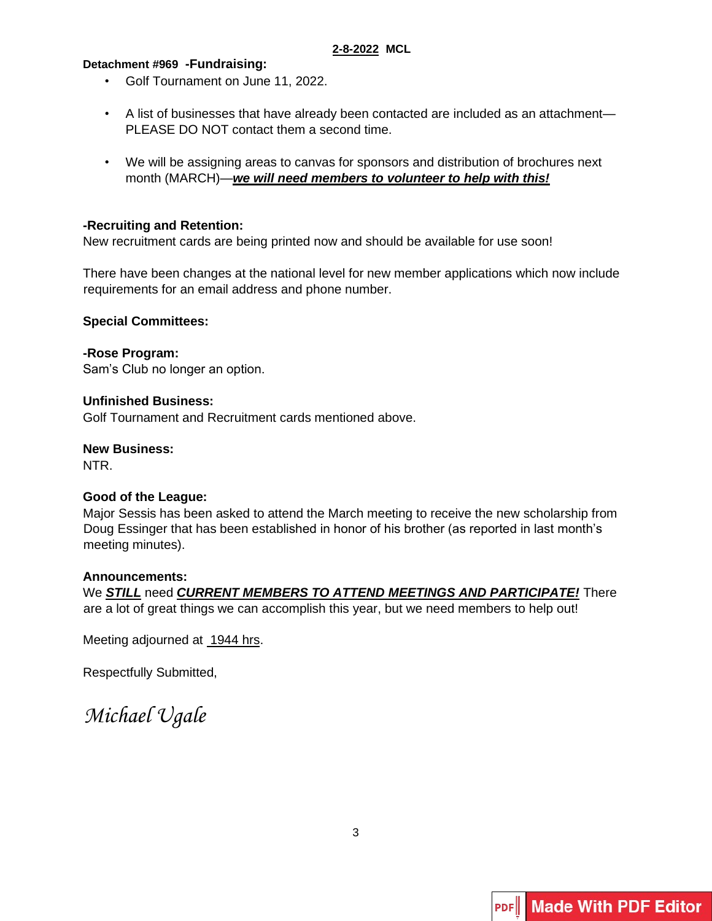**2-8-2022 MCL**

**Detachment #969 -Fundraising:**

- Golf Tournament on June 11, 2022.
- A list of businesses that have already been contacted are included as an attachment—PLEASE DO NOT contact them a second time.
- We will be assigning areas to canvas for sponsors and distribution of brochures next month (MARCH)—***we will need members to volunteer to help with this!***

**-Recruiting and Retention:**

New recruitment cards are being printed now and should be available for use soon!

There have been changes at the national level for new member applications which now include requirements for an email address and phone number.

**Special Committees:**

**-Rose Program:**

Sam's Club no longer an option.

**Unfinished Business:**

Golf Tournament and Recruitment cards mentioned above.

**New Business:**

NTR.

**Good of the League:**

Major Sessis has been asked to attend the March meeting to receive the new scholarship from Doug Essinger that has been established in honor of his brother (as reported in last month's meeting minutes).

**Announcements:**

We ***STILL*** need ***CURRENT MEMBERS TO ATTEND MEETINGS AND PARTICIPATE!*** There are a lot of great things we can accomplish this year, but we need members to help out!

Meeting adjourned at 1944 hrs.

Respectfully Submitted,

*Michael Ugale*